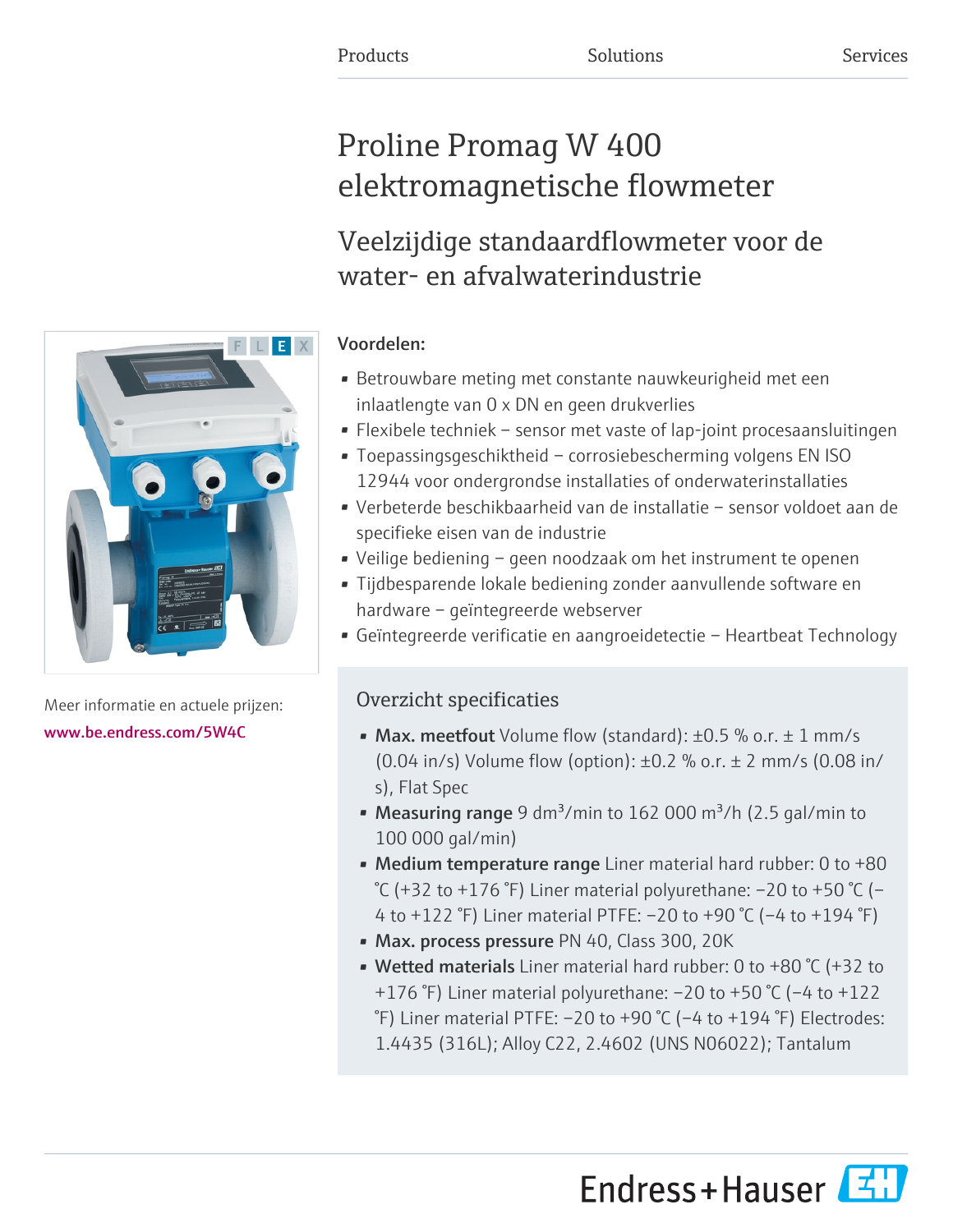Products    Solutions    Services

# Proline Promag W 400 elektromagnetische flowmeter

## Veelzijdige standaardflowmeter voor de water- en afvalwaterindustrie

F L E X

Meer informatie en actuele prijzen:
www.be.endress.com/5W4C

**Voordelen:**

- Betrouwbare meting met constante nauwkeurigheid met een inlaatlengte van 0 x DN en geen drukverlies
- Flexibele techniek – sensor met vaste of lap-joint procesaansluitingen
- Toepassingsgeschiktheid – corrosiebescherming volgens EN ISO 12944 voor ondergrondse installaties of onderwaterinstallaties
- Verbeterde beschikbaarheid van de installatie – sensor voldoet aan de specifieke eisen van de industrie
- Veilige bediening – geen noodzaak om het instrument te openen
- Tijdbesparende lokale bediening zonder aanvullende software en hardware – geïntegreerde webserver
- Geïntegreerde verificatie en aangroeidetectie – Heartbeat Technology

### Overzicht specificaties

- **Max. meetfout** Volume flow (standard): ±0.5 % o.r. ± 1 mm/s (0.04 in/s) Volume flow (option): ±0.2 % o.r. ± 2 mm/s (0.08 in/s), Flat Spec
- **Measuring range** 9 dm³/min to 162 000 m³/h (2.5 gal/min to 100 000 gal/min)
- **Medium temperature range** Liner material hard rubber: 0 to +80 °C (+32 to +176 °F) Liner material polyurethane: −20 to +50 °C (−4 to +122 °F) Liner material PTFE: −20 to +90 °C (−4 to +194 °F)
- **Max. process pressure** PN 40, Class 300, 20K
- **Wetted materials** Liner material hard rubber: 0 to +80 °C (+32 to +176 °F) Liner material polyurethane: −20 to +50 °C (−4 to +122 °F) Liner material PTFE: −20 to +90 °C (−4 to +194 °F) Electrodes: 1.4435 (316L); Alloy C22, 2.4602 (UNS N06022); Tantalum

Endress+Hauser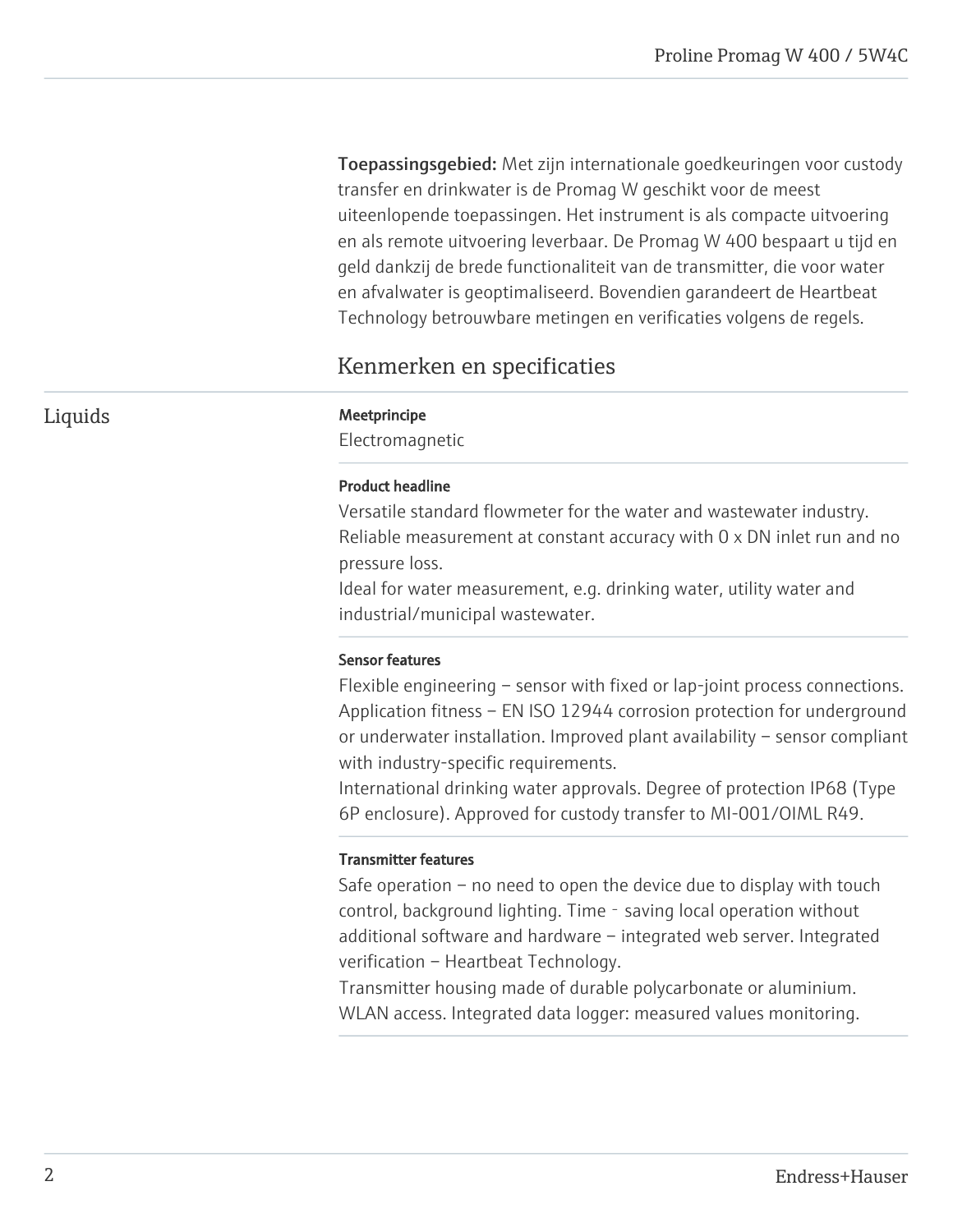**Toepassingsgebied:** Met zijn internationale goedkeuringen voor custody transfer en drinkwater is de Promag W geschikt voor de meest uiteenlopende toepassingen. Het instrument is als compacte uitvoering en als remote uitvoering leverbaar. De Promag W 400 bespaart u tijd en geld dankzij de brede functionaliteit van de transmitter, die voor water en afvalwater is geoptimaliseerd. Bovendien garandeert de Heartbeat Technology betrouwbare metingen en verificaties volgens de regels.

## Kenmerken en specificaties

### Liquids

**Meetprincipe**

Electromagnetic

**Product headline**

Versatile standard flowmeter for the water and wastewater industry. Reliable measurement at constant accuracy with 0 x DN inlet run and no pressure loss.
Ideal for water measurement, e.g. drinking water, utility water and industrial/municipal wastewater.

**Sensor features**

Flexible engineering – sensor with fixed or lap-joint process connections. Application fitness – EN ISO 12944 corrosion protection for underground or underwater installation. Improved plant availability – sensor compliant with industry-specific requirements.
International drinking water approvals. Degree of protection IP68 (Type 6P enclosure). Approved for custody transfer to MI-001/OIML R49.

**Transmitter features**

Safe operation – no need to open the device due to display with touch control, background lighting. Time‐saving local operation without additional software and hardware – integrated web server. Integrated verification – Heartbeat Technology.
Transmitter housing made of durable polycarbonate or aluminium. WLAN access. Integrated data logger: measured values monitoring.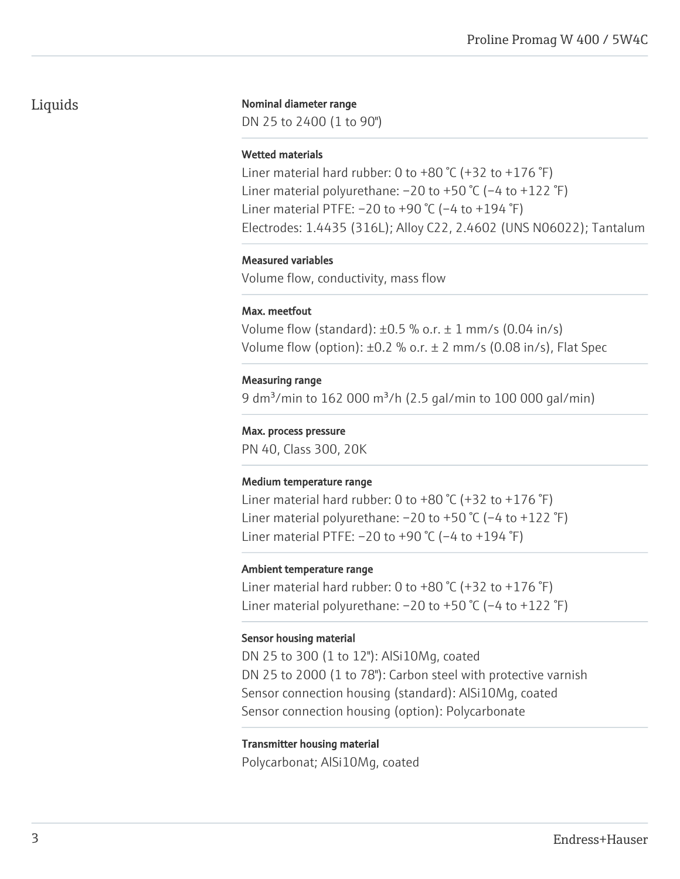## Liquids

**Nominal diameter range**

DN 25 to 2400 (1 to 90")

**Wetted materials**

Liner material hard rubber: 0 to +80 °C (+32 to +176 °F)
Liner material polyurethane: −20 to +50 °C (−4 to +122 °F)
Liner material PTFE: −20 to +90 °C (−4 to +194 °F)
Electrodes: 1.4435 (316L); Alloy C22, 2.4602 (UNS N06022); Tantalum

**Measured variables**

Volume flow, conductivity, mass flow

**Max. meetfout**

Volume flow (standard): ±0.5 % o.r. ± 1 mm/s (0.04 in/s)
Volume flow (option): ±0.2 % o.r. ± 2 mm/s (0.08 in/s), Flat Spec

**Measuring range**

9 dm³/min to 162 000 m³/h (2.5 gal/min to 100 000 gal/min)

**Max. process pressure**

PN 40, Class 300, 20K

**Medium temperature range**

Liner material hard rubber: 0 to +80 °C (+32 to +176 °F)
Liner material polyurethane: −20 to +50 °C (−4 to +122 °F)
Liner material PTFE: −20 to +90 °C (−4 to +194 °F)

**Ambient temperature range**

Liner material hard rubber: 0 to +80 °C (+32 to +176 °F)
Liner material polyurethane: −20 to +50 °C (−4 to +122 °F)

**Sensor housing material**

DN 25 to 300 (1 to 12"): AlSi10Mg, coated
DN 25 to 2000 (1 to 78"): Carbon steel with protective varnish
Sensor connection housing (standard): AlSi10Mg, coated
Sensor connection housing (option): Polycarbonate

**Transmitter housing material**

Polycarbonat; AlSi10Mg, coated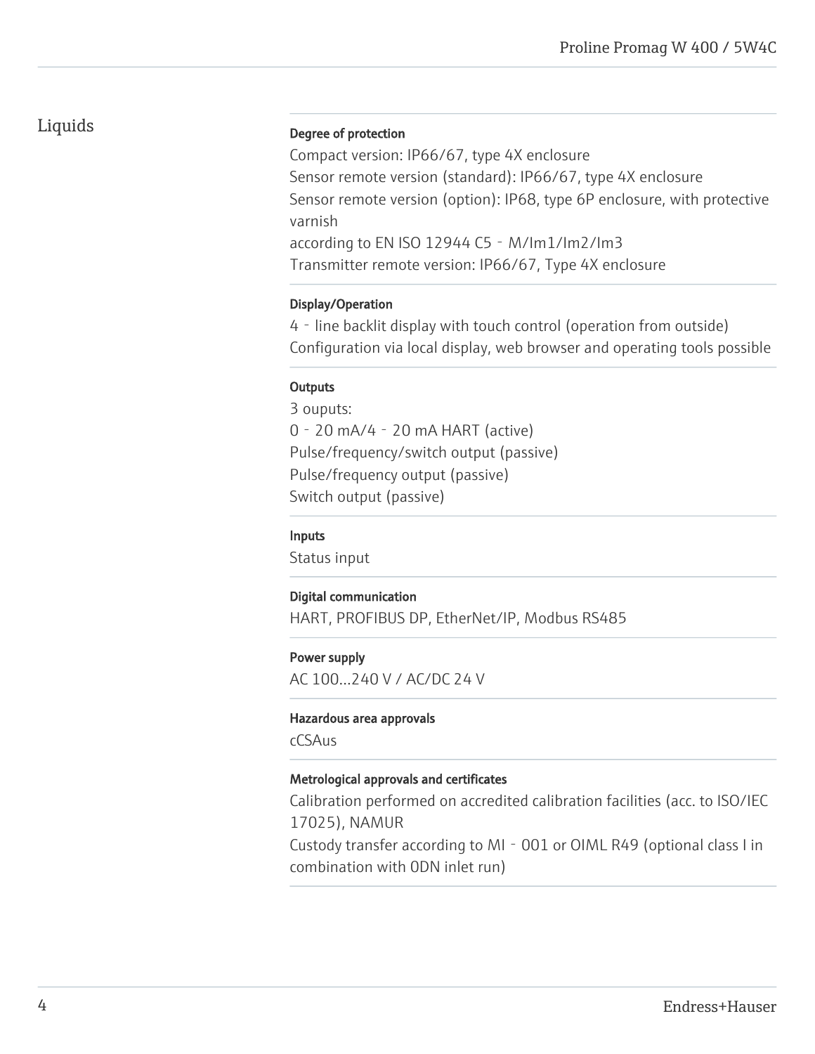## Liquids

**Degree of protection**

Compact version: IP66/67, type 4X enclosure
Sensor remote version (standard): IP66/67, type 4X enclosure
Sensor remote version (option): IP68, type 6P enclosure, with protective varnish
according to EN ISO 12944 C5 ‐ M/Im1/Im2/Im3
Transmitter remote version: IP66/67, Type 4X enclosure

**Display/Operation**

4 ‐ line backlit display with touch control (operation from outside)
Configuration via local display, web browser and operating tools possible

**Outputs**

3 ouputs:
0 ‐ 20 mA/4 ‐ 20 mA HART (active)
Pulse/frequency/switch output (passive)
Pulse/frequency output (passive)
Switch output (passive)

**Inputs**

Status input

**Digital communication**

HART, PROFIBUS DP, EtherNet/IP, Modbus RS485

**Power supply**

AC 100...240 V / AC/DC 24 V

**Hazardous area approvals**

cCSAus

**Metrological approvals and certificates**

Calibration performed on accredited calibration facilities (acc. to ISO/IEC 17025), NAMUR
Custody transfer according to MI ‐ 001 or OIML R49 (optional class I in combination with 0DN inlet run)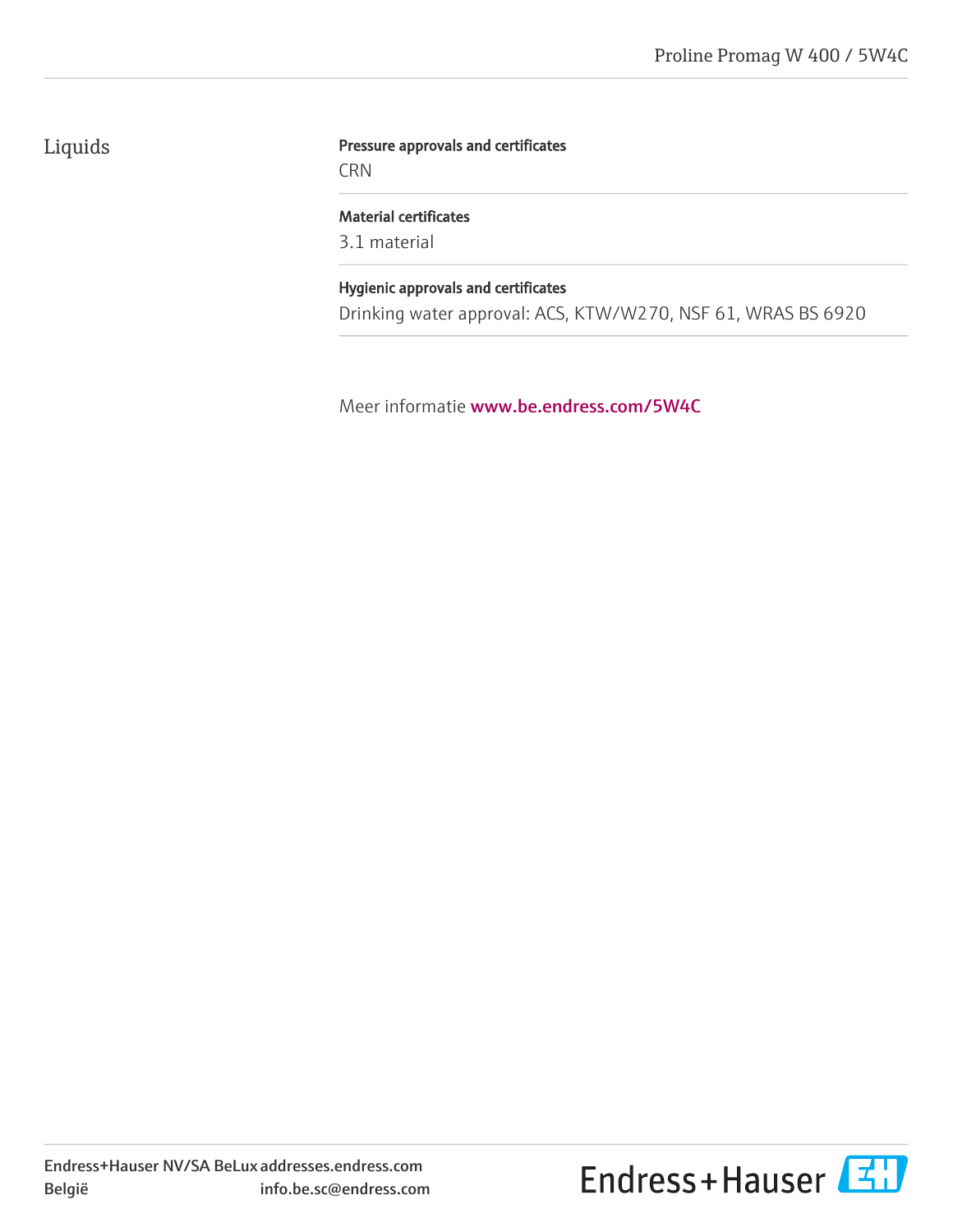## Liquids

**Pressure approvals and certificates**

CRN

**Material certificates**

3.1 material

**Hygienic approvals and certificates**

Drinking water approval: ACS, KTW/W270, NSF 61, WRAS BS 6920

Meer informatie **www.be.endress.com/5W4C**

Endress+Hauser NV/SA BeLux
België

addresses.endress.com
info.be.sc@endress.com